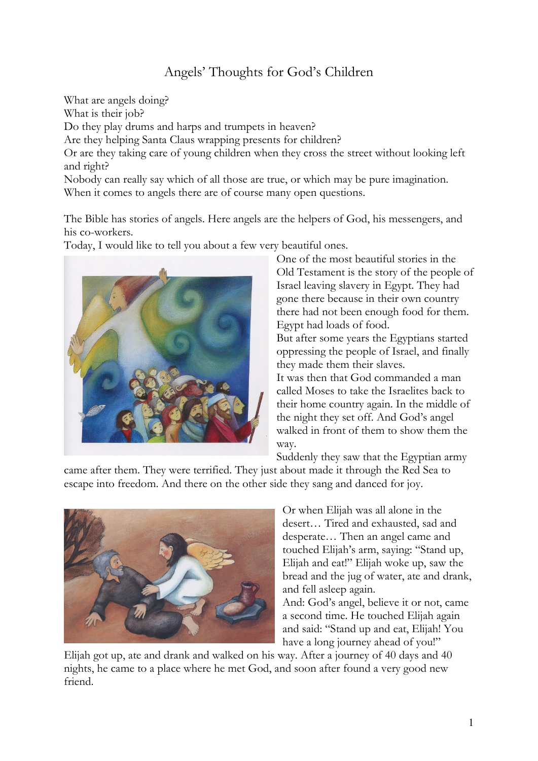# Angels' Thoughts for God's Children

What are angels doing?
What is their job?
Do they play drums and harps and trumpets in heaven?
Are they helping Santa Claus wrapping presents for children?
Or are they taking care of young children when they cross the street without looking left and right?
Nobody can really say which of all those are true, or which may be pure imagination.
When it comes to angels there are of course many open questions.

The Bible has stories of angels. Here angels are the helpers of God, his messengers, and his co-workers.
Today, I would like to tell you about a few very beautiful ones.

One of the most beautiful stories in the Old Testament is the story of the people of Israel leaving slavery in Egypt. They had gone there because in their own country there had not been enough food for them. Egypt had loads of food.
But after some years the Egyptians started oppressing the people of Israel, and finally they made them their slaves.
It was then that God commanded a man called Moses to take the Israelites back to their home country again. In the middle of the night they set off. And God's angel walked in front of them to show them the way.
Suddenly they saw that the Egyptian army came after them. They were terrified. They just about made it through the Red Sea to escape into freedom. And there on the other side they sang and danced for joy.

Or when Elijah was all alone in the desert… Tired and exhausted, sad and desperate… Then an angel came and touched Elijah's arm, saying: "Stand up, Elijah and eat!" Elijah woke up, saw the bread and the jug of water, ate and drank, and fell asleep again.
And: God's angel, believe it or not, came a second time. He touched Elijah again and said: "Stand up and eat, Elijah! You have a long journey ahead of you!"
Elijah got up, ate and drank and walked on his way. After a journey of 40 days and 40 nights, he came to a place where he met God, and soon after found a very good new friend.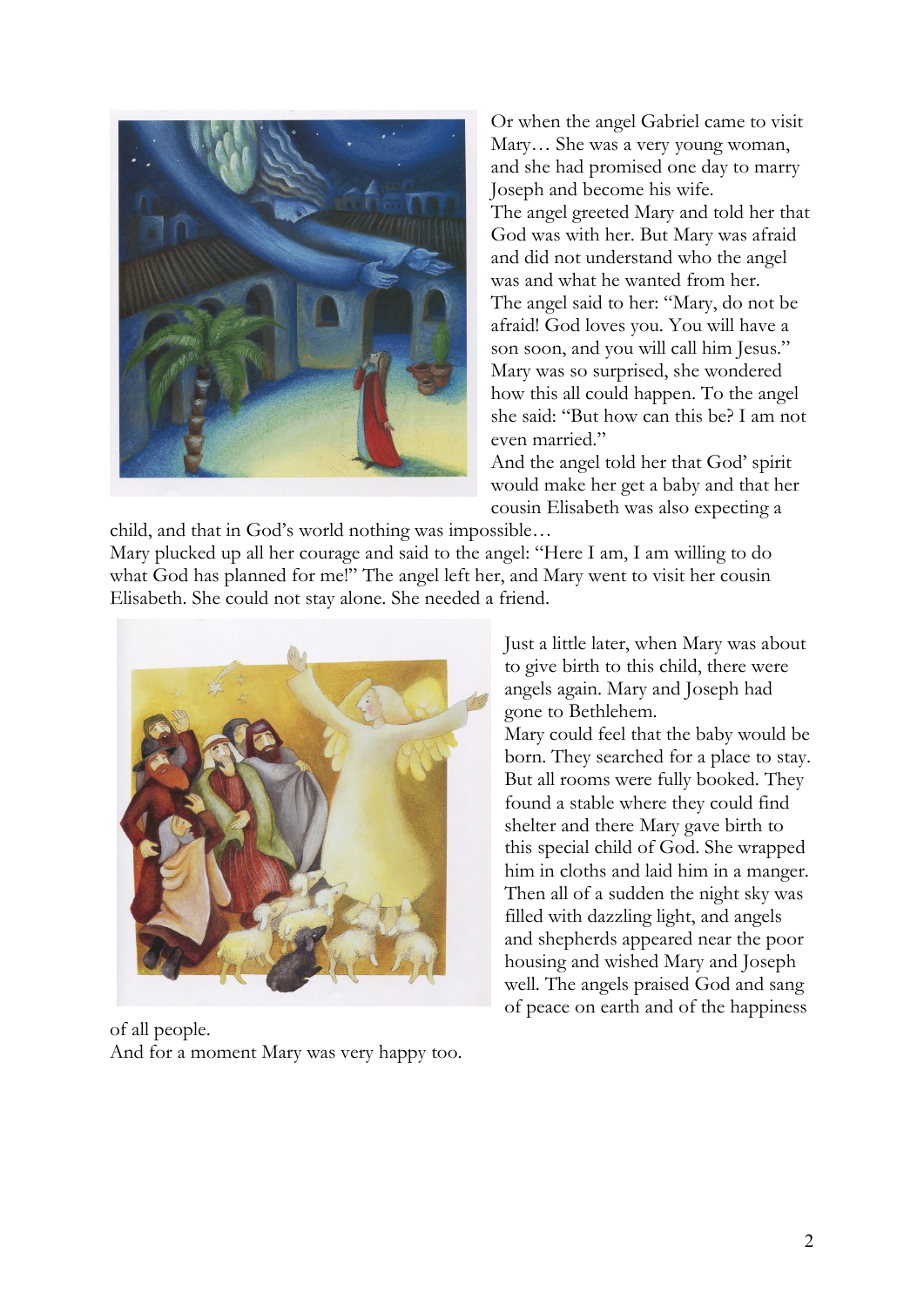Or when the angel Gabriel came to visit Mary… She was a very young woman, and she had promised one day to marry Joseph and become his wife.
The angel greeted Mary and told her that God was with her. But Mary was afraid and did not understand who the angel was and what he wanted from her.
The angel said to her: "Mary, do not be afraid! God loves you. You will have a son soon, and you will call him Jesus."
Mary was so surprised, she wondered how this all could happen. To the angel she said: "But how can this be? I am not even married."
And the angel told her that God' spirit would make her get a baby and that her cousin Elisabeth was also expecting a child, and that in God's world nothing was impossible…
Mary plucked up all her courage and said to the angel: "Here I am, I am willing to do what God has planned for me!" The angel left her, and Mary went to visit her cousin Elisabeth. She could not stay alone. She needed a friend.

Just a little later, when Mary was about to give birth to this child, there were angels again. Mary and Joseph had gone to Bethlehem.
Mary could feel that the baby would be born. They searched for a place to stay. But all rooms were fully booked. They found a stable where they could find shelter and there Mary gave birth to this special child of God. She wrapped him in cloths and laid him in a manger. Then all of a sudden the night sky was filled with dazzling light, and angels and shepherds appeared near the poor housing and wished Mary and Joseph well. The angels praised God and sang of peace on earth and of the happiness of all people.
And for a moment Mary was very happy too.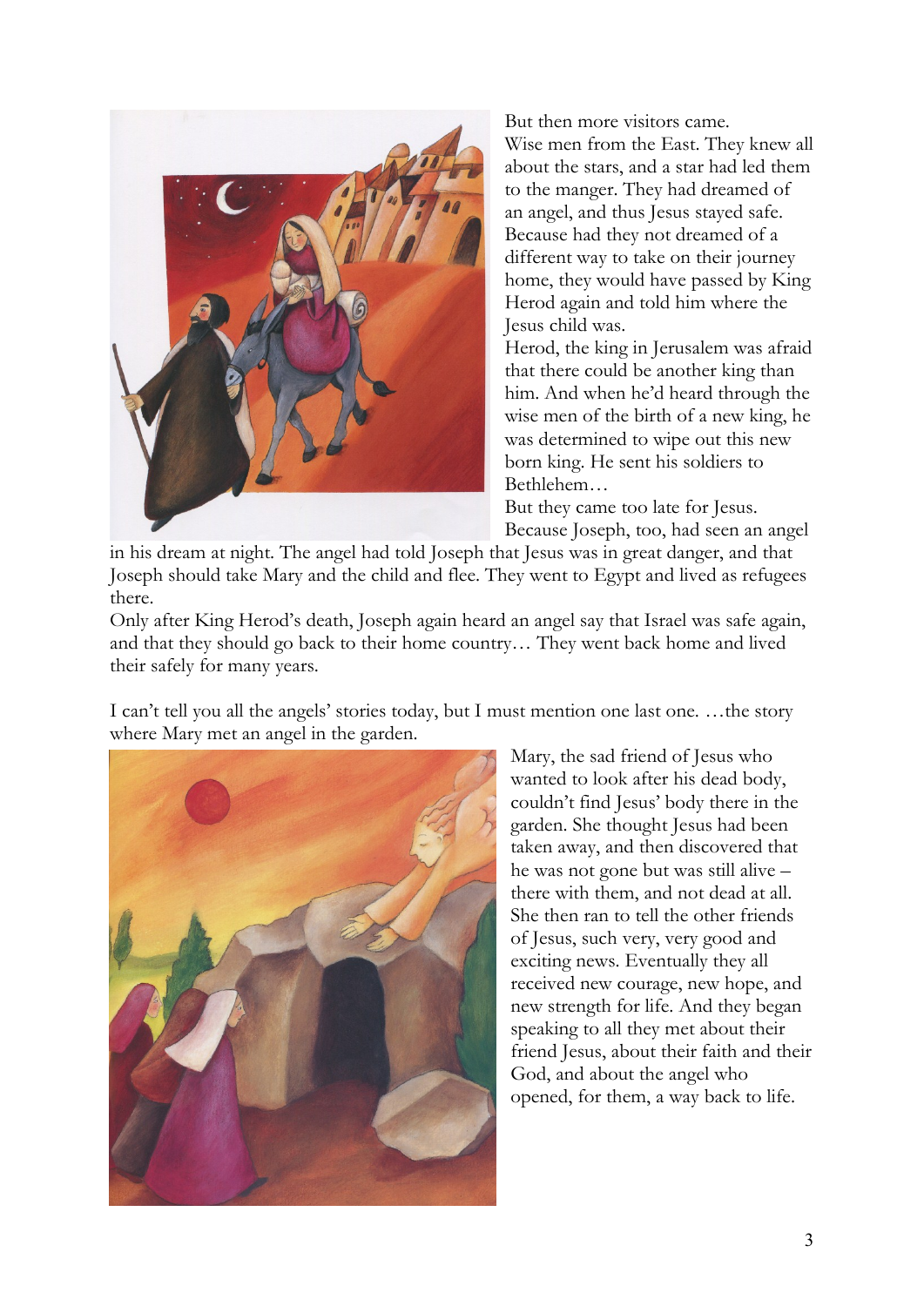But then more visitors came.
Wise men from the East. They knew all about the stars, and a star had led them to the manger. They had dreamed of an angel, and thus Jesus stayed safe. Because had they not dreamed of a different way to take on their journey home, they would have passed by King Herod again and told him where the Jesus child was.
Herod, the king in Jerusalem was afraid that there could be another king than him. And when he'd heard through the wise men of the birth of a new king, he was determined to wipe out this new born king. He sent his soldiers to Bethlehem…
But they came too late for Jesus.
Because Joseph, too, had seen an angel in his dream at night. The angel had told Joseph that Jesus was in great danger, and that Joseph should take Mary and the child and flee. They went to Egypt and lived as refugees there.
Only after King Herod's death, Joseph again heard an angel say that Israel was safe again, and that they should go back to their home country… They went back home and lived their safely for many years.

I can't tell you all the angels' stories today, but I must mention one last one. …the story where Mary met an angel in the garden.

Mary, the sad friend of Jesus who wanted to look after his dead body, couldn't find Jesus' body there in the garden. She thought Jesus had been taken away, and then discovered that he was not gone but was still alive – there with them, and not dead at all. She then ran to tell the other friends of Jesus, such very, very good and exciting news. Eventually they all received new courage, new hope, and new strength for life. And they began speaking to all they met about their friend Jesus, about their faith and their God, and about the angel who opened, for them, a way back to life.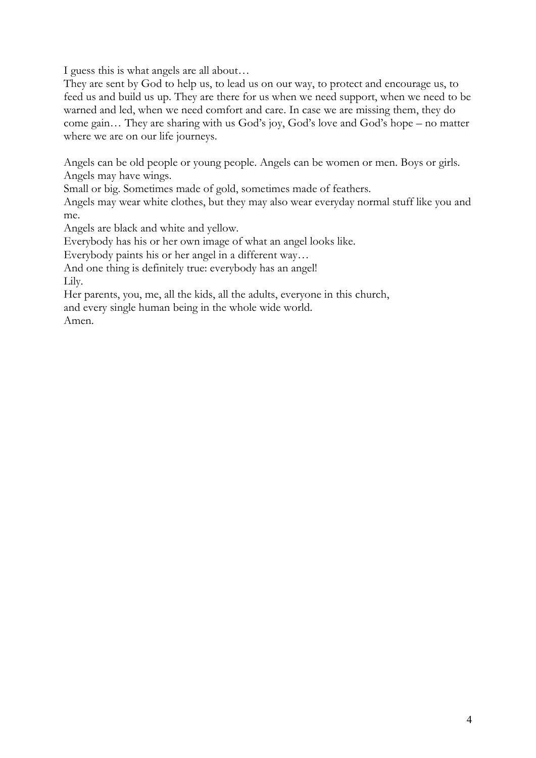I guess this is what angels are all about…

They are sent by God to help us, to lead us on our way, to protect and encourage us, to feed us and build us up. They are there for us when we need support, when we need to be warned and led, when we need comfort and care. In case we are missing them, they do come gain… They are sharing with us God's joy, God's love and God's hope – no matter where we are on our life journeys.

Angels can be old people or young people. Angels can be women or men. Boys or girls.
Angels may have wings.
Small or big. Sometimes made of gold, sometimes made of feathers.
Angels may wear white clothes, but they may also wear everyday normal stuff like you and me.
Angels are black and white and yellow.
Everybody has his or her own image of what an angel looks like.
Everybody paints his or her angel in a different way…
And one thing is definitely true: everybody has an angel!
Lily.
Her parents, you, me, all the kids, all the adults, everyone in this church,
and every single human being in the whole wide world.
Amen.